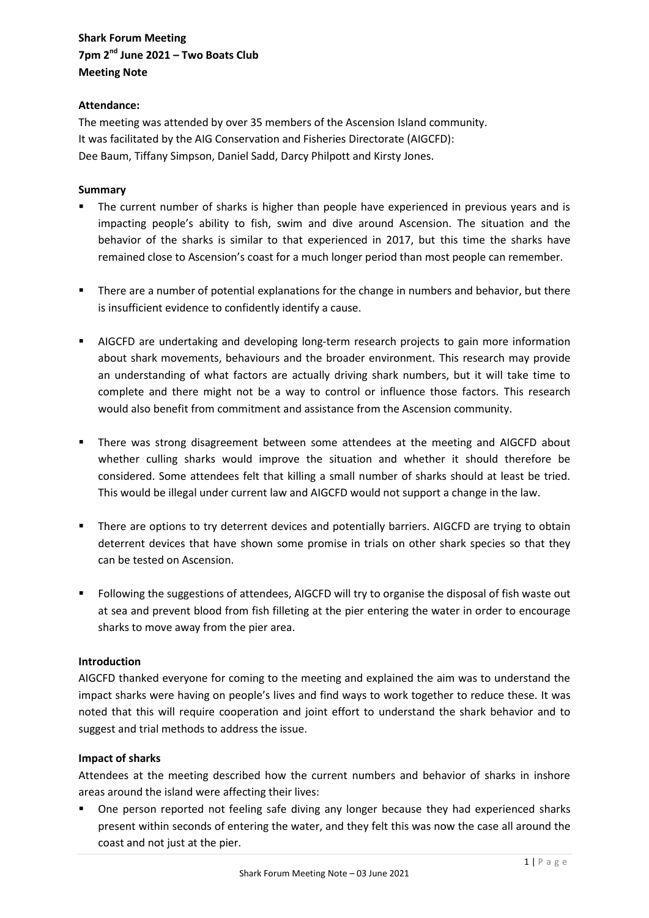**Shark Forum Meeting**
**7pm 2nd June 2021 – Two Boats Club**
**Meeting Note**

**Attendance:**

The meeting was attended by over 35 members of the Ascension Island community.
It was facilitated by the AIG Conservation and Fisheries Directorate (AIGCFD):
Dee Baum, Tiffany Simpson, Daniel Sadd, Darcy Philpott and Kirsty Jones.

**Summary**

- The current number of sharks is higher than people have experienced in previous years and is impacting people's ability to fish, swim and dive around Ascension. The situation and the behavior of the sharks is similar to that experienced in 2017, but this time the sharks have remained close to Ascension's coast for a much longer period than most people can remember.
- There are a number of potential explanations for the change in numbers and behavior, but there is insufficient evidence to confidently identify a cause.
- AIGCFD are undertaking and developing long-term research projects to gain more information about shark movements, behaviours and the broader environment. This research may provide an understanding of what factors are actually driving shark numbers, but it will take time to complete and there might not be a way to control or influence those factors. This research would also benefit from commitment and assistance from the Ascension community.
- There was strong disagreement between some attendees at the meeting and AIGCFD about whether culling sharks would improve the situation and whether it should therefore be considered. Some attendees felt that killing a small number of sharks should at least be tried. This would be illegal under current law and AIGCFD would not support a change in the law.
- There are options to try deterrent devices and potentially barriers. AIGCFD are trying to obtain deterrent devices that have shown some promise in trials on other shark species so that they can be tested on Ascension.
- Following the suggestions of attendees, AIGCFD will try to organise the disposal of fish waste out at sea and prevent blood from fish filleting at the pier entering the water in order to encourage sharks to move away from the pier area.

**Introduction**

AIGCFD thanked everyone for coming to the meeting and explained the aim was to understand the impact sharks were having on people's lives and find ways to work together to reduce these. It was noted that this will require cooperation and joint effort to understand the shark behavior and to suggest and trial methods to address the issue.

**Impact of sharks**

Attendees at the meeting described how the current numbers and behavior of sharks in inshore areas around the island were affecting their lives:

- One person reported not feeling safe diving any longer because they had experienced sharks present within seconds of entering the water, and they felt this was now the case all around the coast and not just at the pier.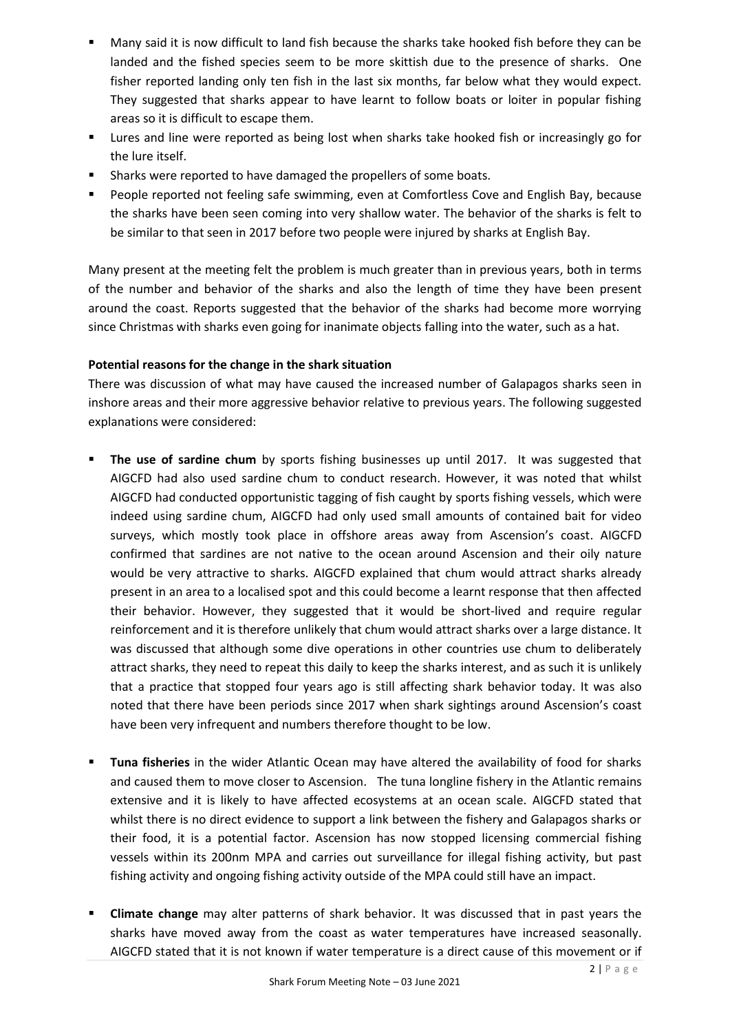- Many said it is now difficult to land fish because the sharks take hooked fish before they can be landed and the fished species seem to be more skittish due to the presence of sharks. One fisher reported landing only ten fish in the last six months, far below what they would expect. They suggested that sharks appear to have learnt to follow boats or loiter in popular fishing areas so it is difficult to escape them.
- Lures and line were reported as being lost when sharks take hooked fish or increasingly go for the lure itself.
- Sharks were reported to have damaged the propellers of some boats.
- People reported not feeling safe swimming, even at Comfortless Cove and English Bay, because the sharks have been seen coming into very shallow water. The behavior of the sharks is felt to be similar to that seen in 2017 before two people were injured by sharks at English Bay.

Many present at the meeting felt the problem is much greater than in previous years, both in terms of the number and behavior of the sharks and also the length of time they have been present around the coast. Reports suggested that the behavior of the sharks had become more worrying since Christmas with sharks even going for inanimate objects falling into the water, such as a hat.

**Potential reasons for the change in the shark situation**

There was discussion of what may have caused the increased number of Galapagos sharks seen in inshore areas and their more aggressive behavior relative to previous years. The following suggested explanations were considered:

- **The use of sardine chum** by sports fishing businesses up until 2017. It was suggested that AIGCFD had also used sardine chum to conduct research. However, it was noted that whilst AIGCFD had conducted opportunistic tagging of fish caught by sports fishing vessels, which were indeed using sardine chum, AIGCFD had only used small amounts of contained bait for video surveys, which mostly took place in offshore areas away from Ascension's coast. AIGCFD confirmed that sardines are not native to the ocean around Ascension and their oily nature would be very attractive to sharks. AIGCFD explained that chum would attract sharks already present in an area to a localised spot and this could become a learnt response that then affected their behavior. However, they suggested that it would be short-lived and require regular reinforcement and it is therefore unlikely that chum would attract sharks over a large distance. It was discussed that although some dive operations in other countries use chum to deliberately attract sharks, they need to repeat this daily to keep the sharks interest, and as such it is unlikely that a practice that stopped four years ago is still affecting shark behavior today. It was also noted that there have been periods since 2017 when shark sightings around Ascension's coast have been very infrequent and numbers therefore thought to be low.

- **Tuna fisheries** in the wider Atlantic Ocean may have altered the availability of food for sharks and caused them to move closer to Ascension. The tuna longline fishery in the Atlantic remains extensive and it is likely to have affected ecosystems at an ocean scale. AIGCFD stated that whilst there is no direct evidence to support a link between the fishery and Galapagos sharks or their food, it is a potential factor. Ascension has now stopped licensing commercial fishing vessels within its 200nm MPA and carries out surveillance for illegal fishing activity, but past fishing activity and ongoing fishing activity outside of the MPA could still have an impact.

- **Climate change** may alter patterns of shark behavior. It was discussed that in past years the sharks have moved away from the coast as water temperatures have increased seasonally. AIGCFD stated that it is not known if water temperature is a direct cause of this movement or if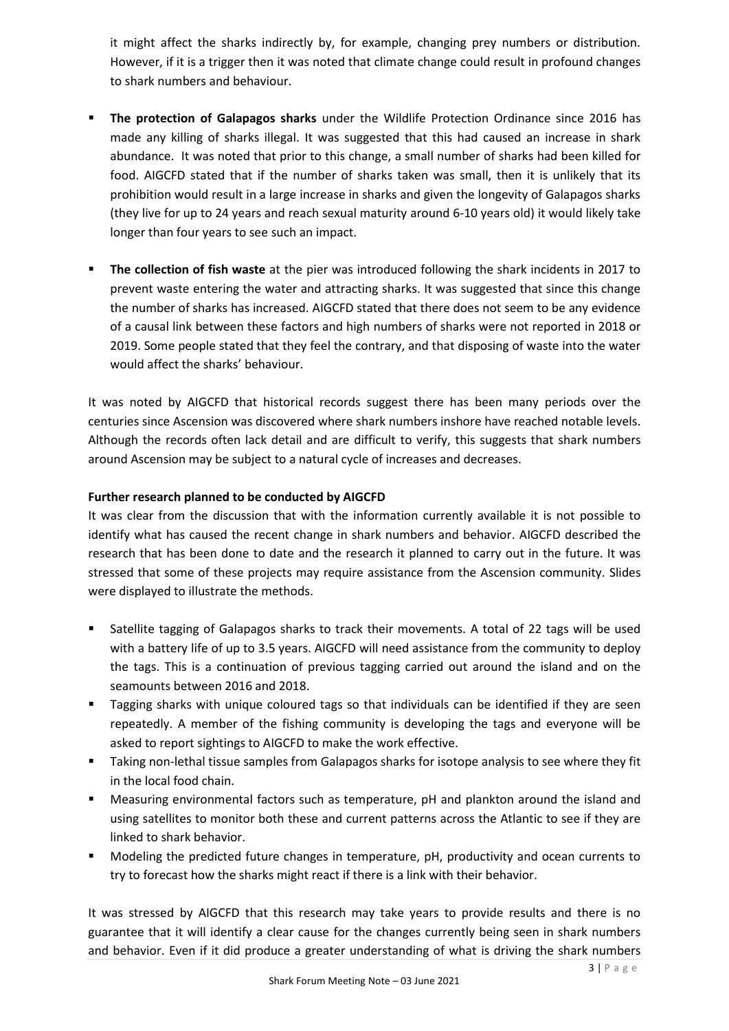it might affect the sharks indirectly by, for example, changing prey numbers or distribution. However, if it is a trigger then it was noted that climate change could result in profound changes to shark numbers and behaviour.

- **The protection of Galapagos sharks** under the Wildlife Protection Ordinance since 2016 has made any killing of sharks illegal. It was suggested that this had caused an increase in shark abundance. It was noted that prior to this change, a small number of sharks had been killed for food. AIGCFD stated that if the number of sharks taken was small, then it is unlikely that its prohibition would result in a large increase in sharks and given the longevity of Galapagos sharks (they live for up to 24 years and reach sexual maturity around 6-10 years old) it would likely take longer than four years to see such an impact.

- **The collection of fish waste** at the pier was introduced following the shark incidents in 2017 to prevent waste entering the water and attracting sharks. It was suggested that since this change the number of sharks has increased. AIGCFD stated that there does not seem to be any evidence of a causal link between these factors and high numbers of sharks were not reported in 2018 or 2019. Some people stated that they feel the contrary, and that disposing of waste into the water would affect the sharks' behaviour.

It was noted by AIGCFD that historical records suggest there has been many periods over the centuries since Ascension was discovered where shark numbers inshore have reached notable levels. Although the records often lack detail and are difficult to verify, this suggests that shark numbers around Ascension may be subject to a natural cycle of increases and decreases.

**Further research planned to be conducted by AIGCFD**

It was clear from the discussion that with the information currently available it is not possible to identify what has caused the recent change in shark numbers and behavior. AIGCFD described the research that has been done to date and the research it planned to carry out in the future. It was stressed that some of these projects may require assistance from the Ascension community. Slides were displayed to illustrate the methods.

- Satellite tagging of Galapagos sharks to track their movements. A total of 22 tags will be used with a battery life of up to 3.5 years. AIGCFD will need assistance from the community to deploy the tags. This is a continuation of previous tagging carried out around the island and on the seamounts between 2016 and 2018.
- Tagging sharks with unique coloured tags so that individuals can be identified if they are seen repeatedly. A member of the fishing community is developing the tags and everyone will be asked to report sightings to AIGCFD to make the work effective.
- Taking non-lethal tissue samples from Galapagos sharks for isotope analysis to see where they fit in the local food chain.
- Measuring environmental factors such as temperature, pH and plankton around the island and using satellites to monitor both these and current patterns across the Atlantic to see if they are linked to shark behavior.
- Modeling the predicted future changes in temperature, pH, productivity and ocean currents to try to forecast how the sharks might react if there is a link with their behavior.

It was stressed by AIGCFD that this research may take years to provide results and there is no guarantee that it will identify a clear cause for the changes currently being seen in shark numbers and behavior. Even if it did produce a greater understanding of what is driving the shark numbers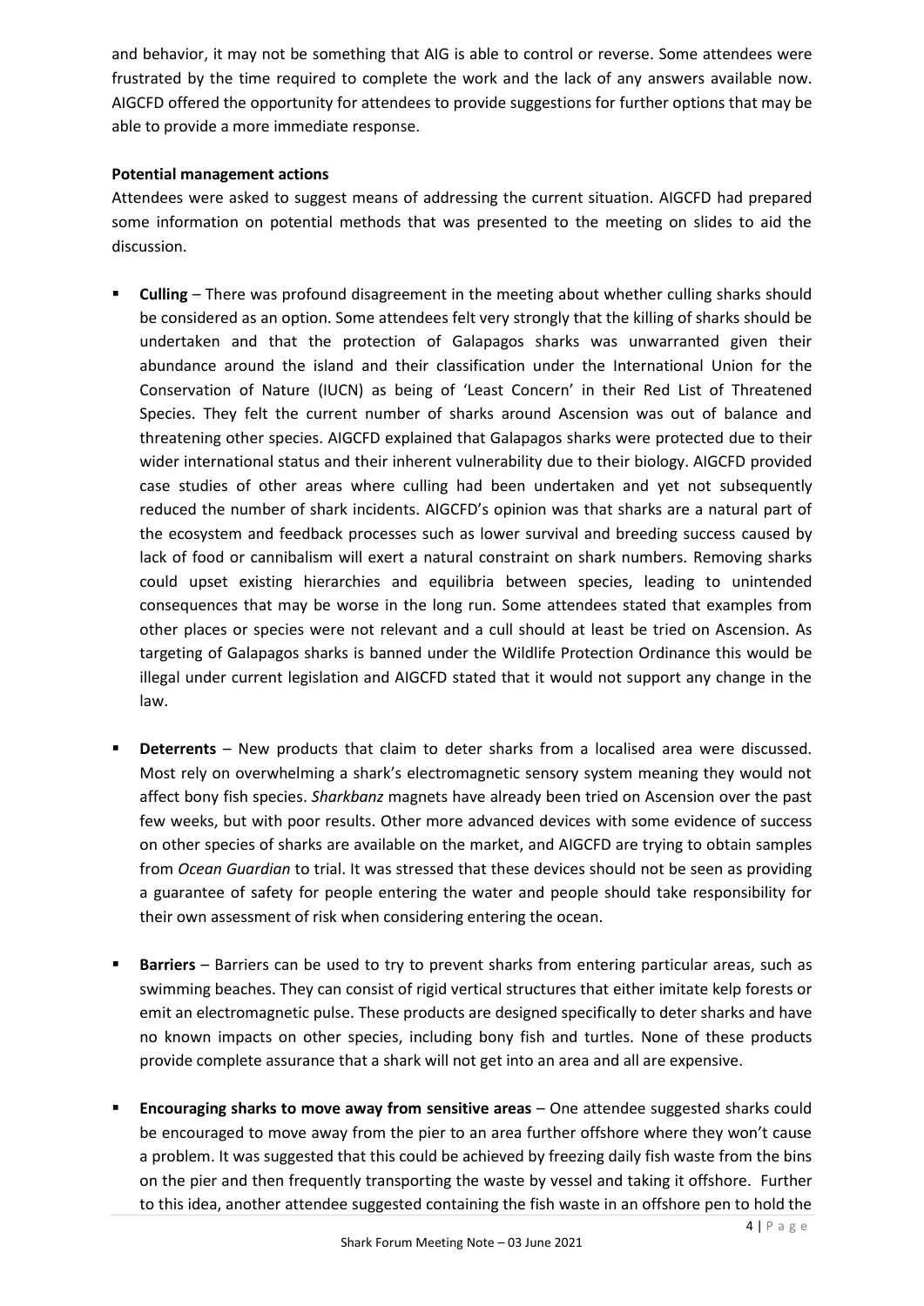and behavior, it may not be something that AIG is able to control or reverse. Some attendees were frustrated by the time required to complete the work and the lack of any answers available now. AIGCFD offered the opportunity for attendees to provide suggestions for further options that may be able to provide a more immediate response.

**Potential management actions**

Attendees were asked to suggest means of addressing the current situation. AIGCFD had prepared some information on potential methods that was presented to the meeting on slides to aid the discussion.

- **Culling** – There was profound disagreement in the meeting about whether culling sharks should be considered as an option. Some attendees felt very strongly that the killing of sharks should be undertaken and that the protection of Galapagos sharks was unwarranted given their abundance around the island and their classification under the International Union for the Conservation of Nature (IUCN) as being of 'Least Concern' in their Red List of Threatened Species. They felt the current number of sharks around Ascension was out of balance and threatening other species. AIGCFD explained that Galapagos sharks were protected due to their wider international status and their inherent vulnerability due to their biology. AIGCFD provided case studies of other areas where culling had been undertaken and yet not subsequently reduced the number of shark incidents. AIGCFD's opinion was that sharks are a natural part of the ecosystem and feedback processes such as lower survival and breeding success caused by lack of food or cannibalism will exert a natural constraint on shark numbers. Removing sharks could upset existing hierarchies and equilibria between species, leading to unintended consequences that may be worse in the long run. Some attendees stated that examples from other places or species were not relevant and a cull should at least be tried on Ascension. As targeting of Galapagos sharks is banned under the Wildlife Protection Ordinance this would be illegal under current legislation and AIGCFD stated that it would not support any change in the law.

- **Deterrents** – New products that claim to deter sharks from a localised area were discussed. Most rely on overwhelming a shark's electromagnetic sensory system meaning they would not affect bony fish species. *Sharkbanz* magnets have already been tried on Ascension over the past few weeks, but with poor results. Other more advanced devices with some evidence of success on other species of sharks are available on the market, and AIGCFD are trying to obtain samples from *Ocean Guardian* to trial. It was stressed that these devices should not be seen as providing a guarantee of safety for people entering the water and people should take responsibility for their own assessment of risk when considering entering the ocean.

- **Barriers** – Barriers can be used to try to prevent sharks from entering particular areas, such as swimming beaches. They can consist of rigid vertical structures that either imitate kelp forests or emit an electromagnetic pulse. These products are designed specifically to deter sharks and have no known impacts on other species, including bony fish and turtles. None of these products provide complete assurance that a shark will not get into an area and all are expensive.

- **Encouraging sharks to move away from sensitive areas** – One attendee suggested sharks could be encouraged to move away from the pier to an area further offshore where they won't cause a problem. It was suggested that this could be achieved by freezing daily fish waste from the bins on the pier and then frequently transporting the waste by vessel and taking it offshore. Further to this idea, another attendee suggested containing the fish waste in an offshore pen to hold the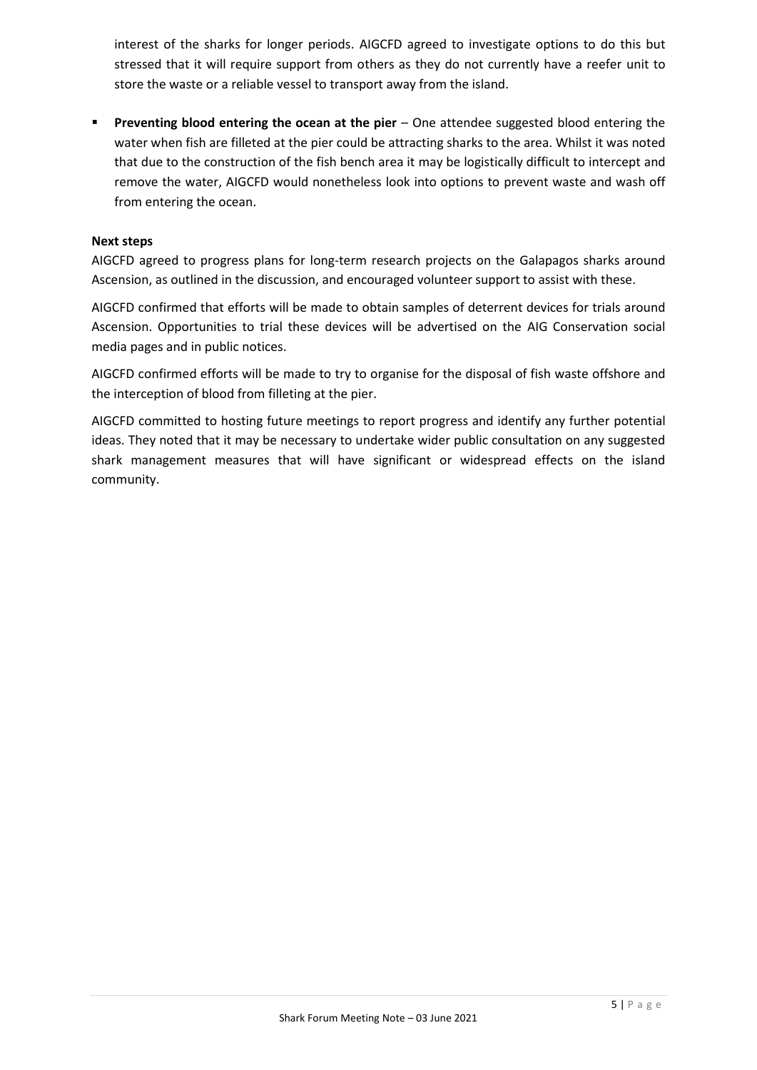interest of the sharks for longer periods. AIGCFD agreed to investigate options to do this but stressed that it will require support from others as they do not currently have a reefer unit to store the waste or a reliable vessel to transport away from the island.

- **Preventing blood entering the ocean at the pier** – One attendee suggested blood entering the water when fish are filleted at the pier could be attracting sharks to the area. Whilst it was noted that due to the construction of the fish bench area it may be logistically difficult to intercept and remove the water, AIGCFD would nonetheless look into options to prevent waste and wash off from entering the ocean.

**Next steps**

AIGCFD agreed to progress plans for long-term research projects on the Galapagos sharks around Ascension, as outlined in the discussion, and encouraged volunteer support to assist with these.

AIGCFD confirmed that efforts will be made to obtain samples of deterrent devices for trials around Ascension. Opportunities to trial these devices will be advertised on the AIG Conservation social media pages and in public notices.

AIGCFD confirmed efforts will be made to try to organise for the disposal of fish waste offshore and the interception of blood from filleting at the pier.

AIGCFD committed to hosting future meetings to report progress and identify any further potential ideas. They noted that it may be necessary to undertake wider public consultation on any suggested shark management measures that will have significant or widespread effects on the island community.